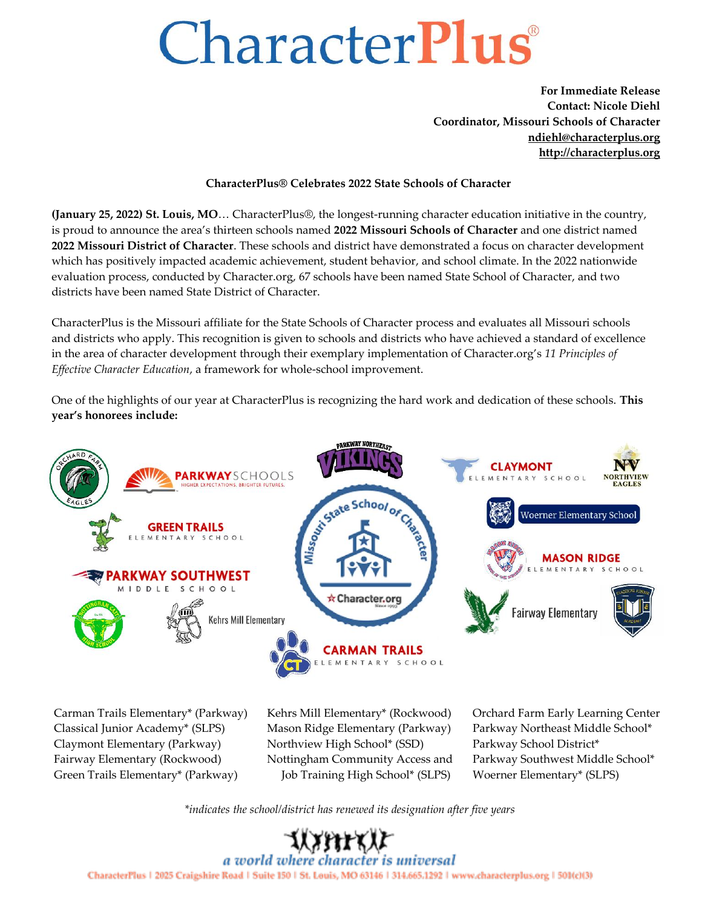# CharacterPlus®

**For Immediate Release**
**Contact: Nicole Diehl**
**Coordinator, Missouri Schools of Character**
**ndiehl@characterplus.org**
**http://characterplus.org**

**CharacterPlus® Celebrates 2022 State Schools of Character**

**(January 25, 2022) St. Louis, MO**… CharacterPlus®, the longest-running character education initiative in the country, is proud to announce the area's thirteen schools named **2022 Missouri Schools of Character** and one district named **2022 Missouri District of Character**. These schools and district have demonstrated a focus on character development which has positively impacted academic achievement, student behavior, and school climate. In the 2022 nationwide evaluation process, conducted by Character.org, 67 schools have been named State School of Character, and two districts have been named State District of Character.

CharacterPlus is the Missouri affiliate for the State Schools of Character process and evaluates all Missouri schools and districts who apply. This recognition is given to schools and districts who have achieved a standard of excellence in the area of character development through their exemplary implementation of Character.org's *11 Principles of Effective Character Education*, a framework for whole-school improvement.

One of the highlights of our year at CharacterPlus is recognizing the hard work and dedication of these schools. **This year's honorees include:**

- Carman Trails Elementary* (Parkway)
- Classical Junior Academy* (SLPS)
- Claymont Elementary (Parkway)
- Fairway Elementary (Rockwood)
- Green Trails Elementary* (Parkway)
- Kehrs Mill Elementary* (Rockwood)
- Mason Ridge Elementary (Parkway)
- Northview High School* (SSD)
- Nottingham Community Access and Job Training High School* (SLPS)
- Orchard Farm Early Learning Center
- Parkway Northeast Middle School*
- Parkway School District*
- Parkway Southwest Middle School*
- Woerner Elementary* (SLPS)

*\*indicates the school/district has renewed its designation after five years*

*a world where character is universal*

CharacterPlus | 2025 Craigshire Road | Suite 150 | St. Louis, MO 63146 | 314.665.1292 | www.characterplus.org | 501(c)(3)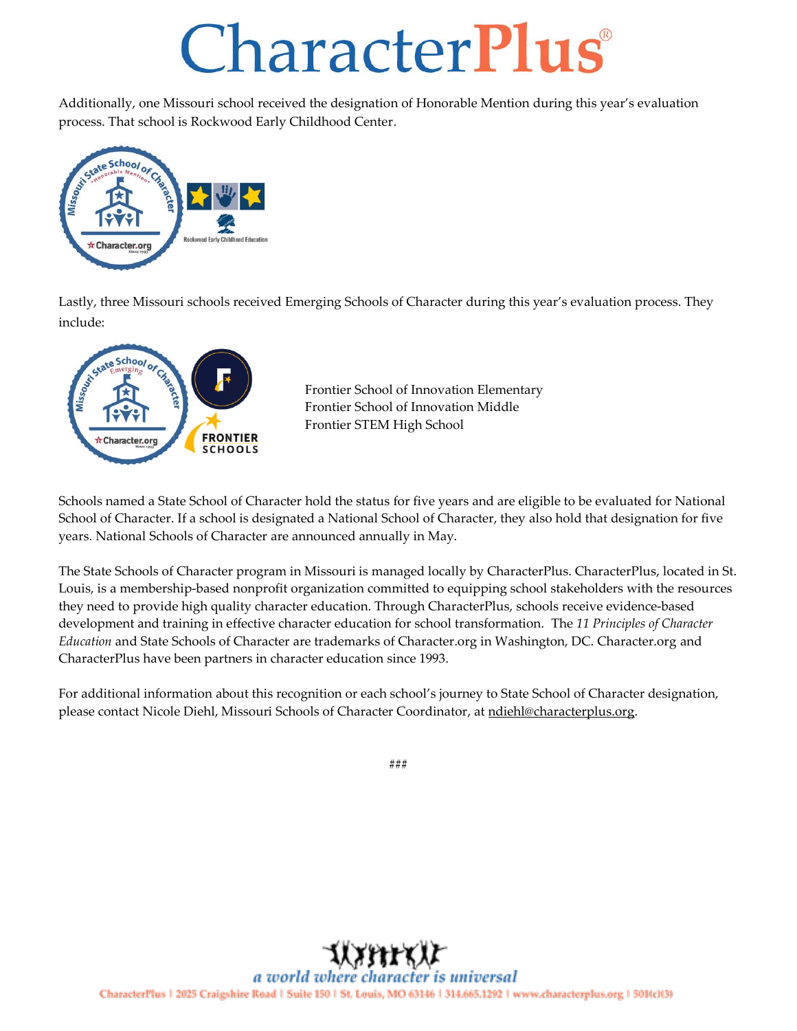Additionally, one Missouri school received the designation of Honorable Mention during this year's evaluation process. That school is Rockwood Early Childhood Center.

Lastly, three Missouri schools received Emerging Schools of Character during this year's evaluation process. They include:

Frontier School of Innovation Elementary
Frontier School of Innovation Middle
Frontier STEM High School

Schools named a State School of Character hold the status for five years and are eligible to be evaluated for National School of Character. If a school is designated a National School of Character, they also hold that designation for five years. National Schools of Character are announced annually in May.

The State Schools of Character program in Missouri is managed locally by CharacterPlus. CharacterPlus, located in St. Louis, is a membership-based nonprofit organization committed to equipping school stakeholders with the resources they need to provide high quality character education. Through CharacterPlus, schools receive evidence-based development and training in effective character education for school transformation. The *11 Principles of Character Education* and State Schools of Character are trademarks of Character.org in Washington, DC. Character.org and CharacterPlus have been partners in character education since 1993.

For additional information about this recognition or each school's journey to State School of Character designation, please contact Nicole Diehl, Missouri Schools of Character Coordinator, at ndiehl@characterplus.org.

###